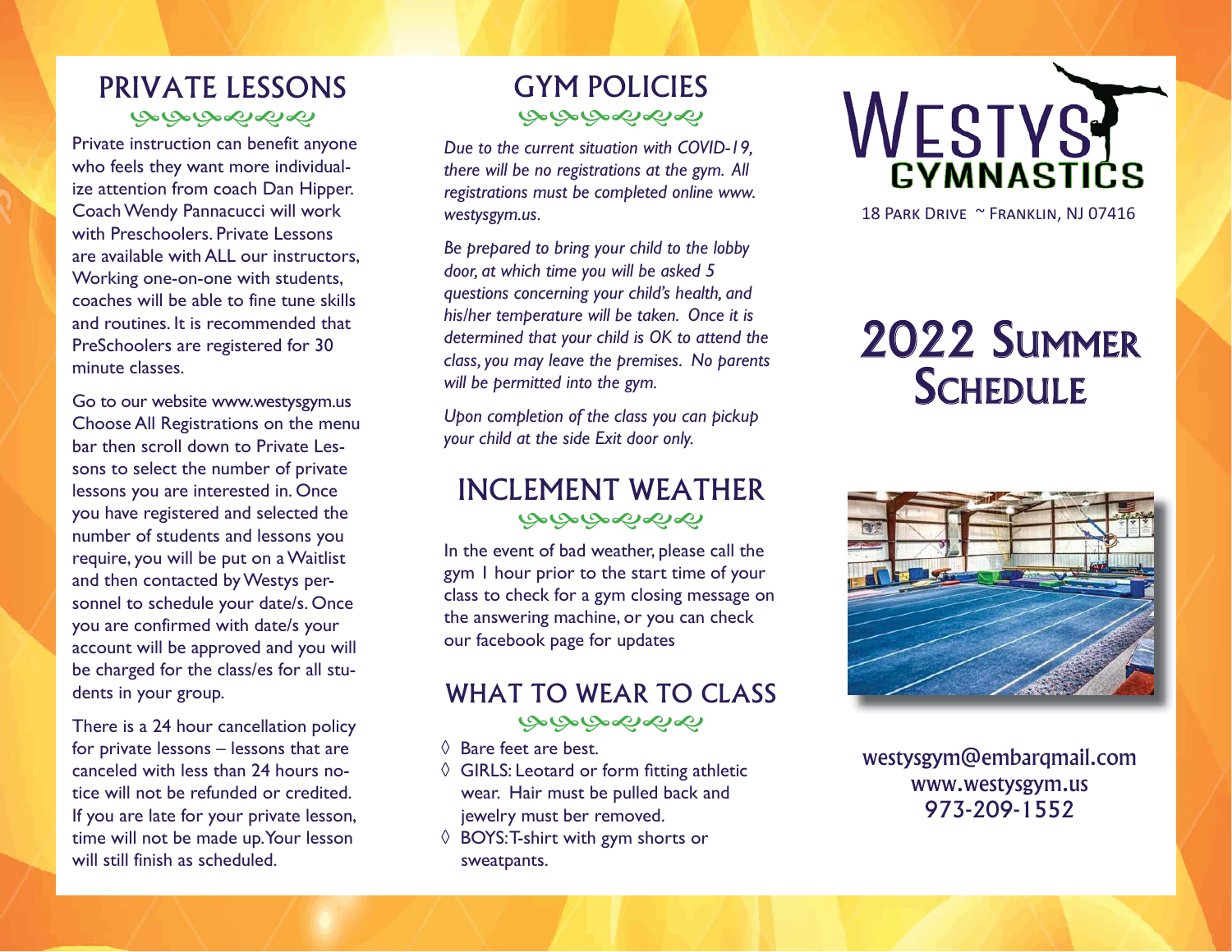## PRIVATE LESSONS

Private instruction can benefit anyone who feels they want more individualize attention from coach Dan Hipper. Coach Wendy Pannacucci will work with Preschoolers. Private Lessons are available with ALL our instructors, Working one-on-one with students, coaches will be able to fine tune skills and routines. It is recommended that PreSchoolers are registered for 30 minute classes.

Go to our website www.westysgym.us Choose All Registrations on the menu bar then scroll down to Private Lessons to select the number of private lessons you are interested in. Once you have registered and selected the number of students and lessons you require, you will be put on a Waitlist and then contacted by Westys personnel to schedule your date/s. Once you are confirmed with date/s your account will be approved and you will be charged for the class/es for all students in your group.

There is a 24 hour cancellation policy for private lessons – lessons that are canceled with less than 24 hours notice will not be refunded or credited. If you are late for your private lesson, time will not be made up. Your lesson will still finish as scheduled.

## GYM POLICIES

*Due to the current situation with COVID-19, there will be no registrations at the gym. All registrations must be completed online www.westysgym.us.*

*Be prepared to bring your child to the lobby door, at which time you will be asked 5 questions concerning your child's health, and his/her temperature will be taken. Once it is determined that your child is OK to attend the class, you may leave the premises. No parents will be permitted into the gym.*

*Upon completion of the class you can pickup your child at the side Exit door only.*

## INCLEMENT WEATHER

In the event of bad weather, please call the gym 1 hour prior to the start time of your class to check for a gym closing message on the answering machine, or you can check our facebook page for updates

## WHAT TO WEAR TO CLASS

- Bare feet are best.
- GIRLS: Leotard or form fitting athletic wear. Hair must be pulled back and jewelry must ber removed.
- BOYS: T-shirt with gym shorts or sweatpants.

# WESTYS GYMNASTICS

18 Park Drive ~ Franklin, NJ 07416

# 2022 Summer Schedule

westysgym@embarqmail.com
www.westysgym.us
973-209-1552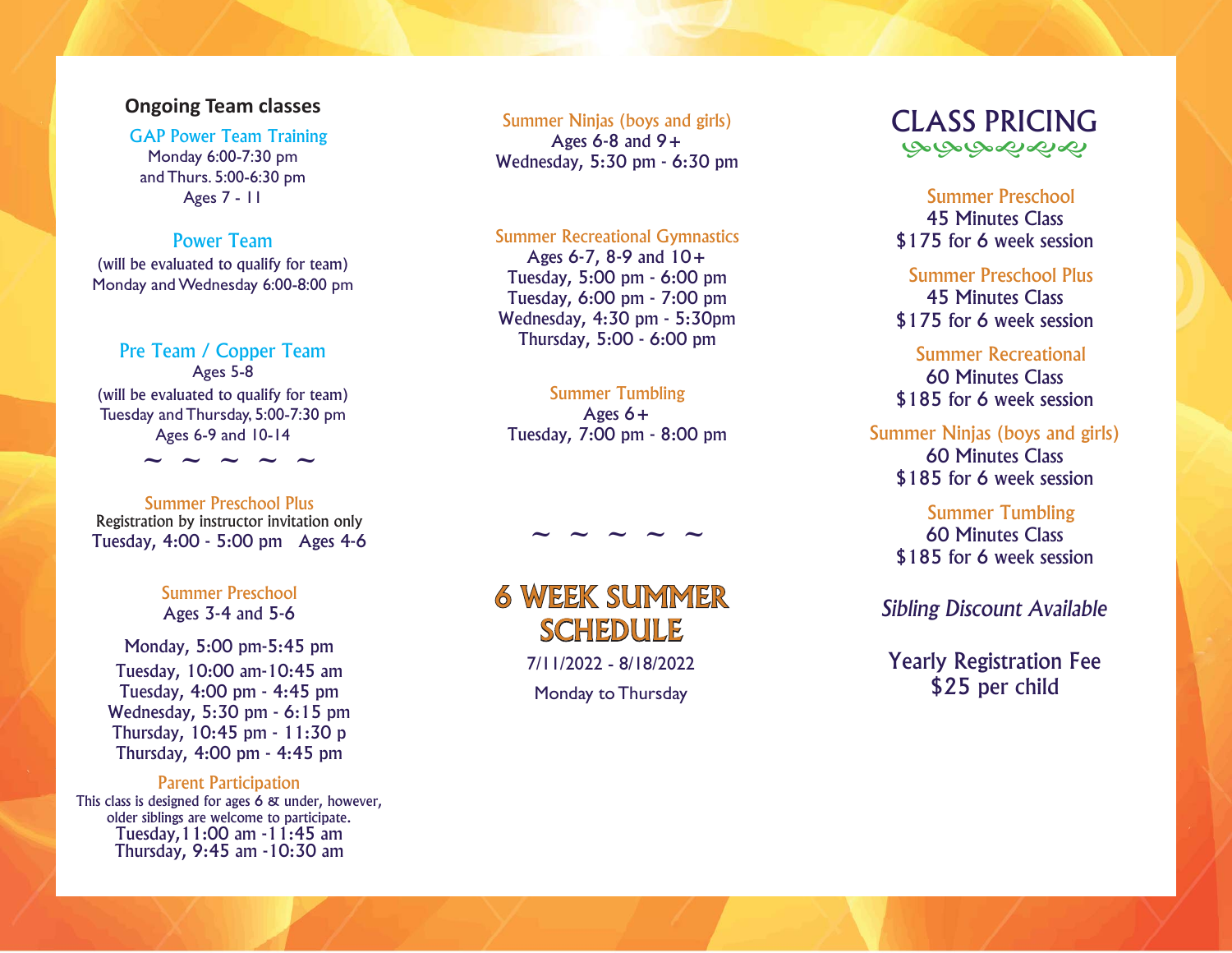## Ongoing Team classes

### GAP Power Team Training

Monday 6:00-7:30 pm
and Thurs. 5:00-6:30 pm
Ages 7 - 11

### Power Team

(will be evaluated to qualify for team)
Monday and Wednesday 6:00-8:00 pm

### Pre Team / Copper Team

Ages 5-8
(will be evaluated to qualify for team)
Tuesday and Thursday, 5:00-7:30 pm
Ages 6-9 and 10-14

~ ~ ~ ~ ~

### Summer Preschool Plus

Registration by instructor invitation only
Tuesday, 4:00 - 5:00 pm   Ages 4-6

### Summer Preschool

Ages 3-4 and 5-6

Monday, 5:00 pm-5:45 pm
Tuesday, 10:00 am-10:45 am
Tuesday, 4:00 pm - 4:45 pm
Wednesday, 5:30 pm - 6:15 pm
Thursday, 10:45 pm - 11:30 p
Thursday, 4:00 pm - 4:45 pm

### Parent Participation

This class is designed for ages 6 & under, however, older siblings are welcome to participate.
Tuesday, 11:00 am -11:45 am
Thursday, 9:45 am -10:30 am

### Summer Ninjas (boys and girls)

Ages 6-8 and 9+
Wednesday, 5:30 pm - 6:30 pm

### Summer Recreational Gymnastics

Ages 6-7, 8-9 and 10+
Tuesday, 5:00 pm - 6:00 pm
Tuesday, 6:00 pm - 7:00 pm
Wednesday, 4:30 pm - 5:30pm
Thursday, 5:00 - 6:00 pm

### Summer Tumbling

Ages 6+
Tuesday, 7:00 pm - 8:00 pm

~ ~ ~ ~ ~

## 6 WEEK SUMMER SCHEDULE

7/11/2022 - 8/18/2022

Monday to Thursday

## CLASS PRICING

### Summer Preschool

45 Minutes Class
$175 for 6 week session

### Summer Preschool Plus

45 Minutes Class
$175 for 6 week session

### Summer Recreational

60 Minutes Class
$185 for 6 week session

### Summer Ninjas (boys and girls)

60 Minutes Class
$185 for 6 week session

### Summer Tumbling

60 Minutes Class
$185 for 6 week session

*Sibling Discount Available*

Yearly Registration Fee
$25 per child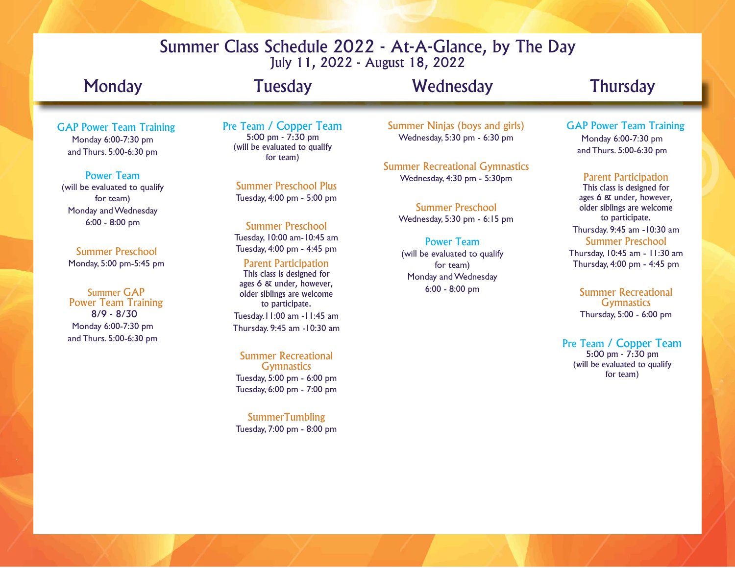# Summer Class Schedule 2022 - At-A-Glance, by The Day

July 11, 2022 - August 18, 2022

## Monday

### GAP Power Team Training
Monday 6:00-7:30 pm
and Thurs. 5:00-6:30 pm

### Power Team
(will be evaluated to qualify for team)
Monday and Wednesday
6:00 - 8:00 pm

### Summer Preschool
Monday, 5:00 pm-5:45 pm

### Summer GAP Power Team Training
8/9 - 8/30
Monday 6:00-7:30 pm
and Thurs. 5:00-6:30 pm

## Tuesday

### Pre Team / Copper Team
5:00 pm - 7:30 pm
(will be evaluated to qualify for team)

### Summer Preschool Plus
Tuesday, 4:00 pm - 5:00 pm

### Summer Preschool
Tuesday, 10:00 am-10:45 am
Tuesday, 4:00 pm - 4:45 pm

### Parent Participation
This class is designed for ages 6 & under, however, older siblings are welcome to participate.
Tuesday. 11:00 am -11:45 am
Thursday. 9:45 am -10:30 am

### Summer Recreational Gymnastics
Tuesday, 5:00 pm - 6:00 pm
Tuesday, 6:00 pm - 7:00 pm

### SummerTumbling
Tuesday, 7:00 pm - 8:00 pm

## Wednesday

### Summer Ninjas (boys and girls)
Wednesday, 5:30 pm - 6:30 pm

### Summer Recreational Gymnastics
Wednesday, 4:30 pm - 5:30pm

### Summer Preschool
Wednesday, 5:30 pm - 6:15 pm

### Power Team
(will be evaluated to qualify for team)
Monday and Wednesday
6:00 - 8:00 pm

## Thursday

### GAP Power Team Training
Monday 6:00-7:30 pm
and Thurs. 5:00-6:30 pm

### Parent Participation
This class is designed for ages 6 & under, however, older siblings are welcome to participate.
Thursday. 9:45 am -10:30 am

### Summer Preschool
Thursday, 10:45 am - 11:30 am
Thursday, 4:00 pm - 4:45 pm

### Summer Recreational Gymnastics
Thursday, 5:00 - 6:00 pm

### Pre Team / Copper Team
5:00 pm - 7:30 pm
(will be evaluated to qualify for team)